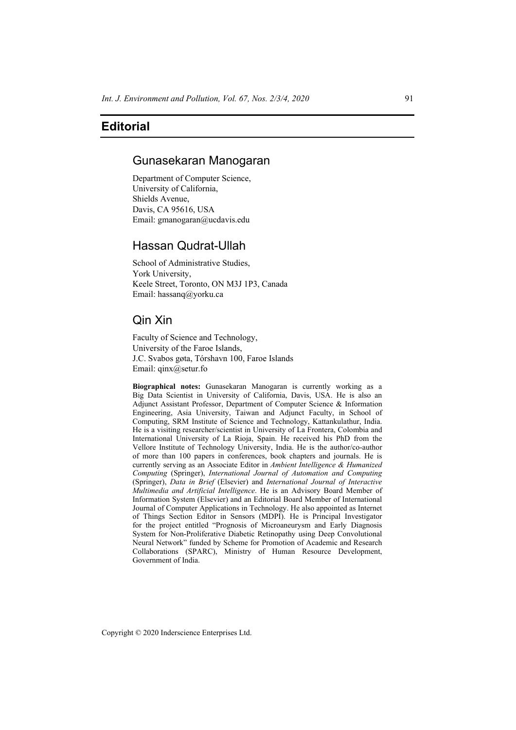# Editorial

## Gunasekaran Manogaran

Department of Computer Science,
University of California,
Shields Avenue,
Davis, CA 95616, USA
Email: gmanogaran@ucdavis.edu

## Hassan Qudrat-Ullah

School of Administrative Studies,
York University,
Keele Street, Toronto, ON M3J 1P3, Canada
Email: hassanq@yorku.ca

## Qin Xin

Faculty of Science and Technology,
University of the Faroe Islands,
J.C. Svabos gøta, Tórshavn 100, Faroe Islands
Email: qinx@setur.fo

**Biographical notes:** Gunasekaran Manogaran is currently working as a Big Data Scientist in University of California, Davis, USA. He is also an Adjunct Assistant Professor, Department of Computer Science & Information Engineering, Asia University, Taiwan and Adjunct Faculty, in School of Computing, SRM Institute of Science and Technology, Kattankulathur, India. He is a visiting researcher/scientist in University of La Frontera, Colombia and International University of La Rioja, Spain. He received his PhD from the Vellore Institute of Technology University, India. He is the author/co-author of more than 100 papers in conferences, book chapters and journals. He is currently serving as an Associate Editor in *Ambient Intelligence & Humanized Computing* (Springer), *International Journal of Automation and Computing* (Springer), *Data in Brief* (Elsevier) and *International Journal of Interactive Multimedia and Artificial Intelligence*. He is an Advisory Board Member of Information System (Elsevier) and an Editorial Board Member of International Journal of Computer Applications in Technology. He also appointed as Internet of Things Section Editor in Sensors (MDPI). He is Principal Investigator for the project entitled "Prognosis of Microaneurysm and Early Diagnosis System for Non-Proliferative Diabetic Retinopathy using Deep Convolutional Neural Network" funded by Scheme for Promotion of Academic and Research Collaborations (SPARC), Ministry of Human Resource Development, Government of India.

Copyright © 2020 Inderscience Enterprises Ltd.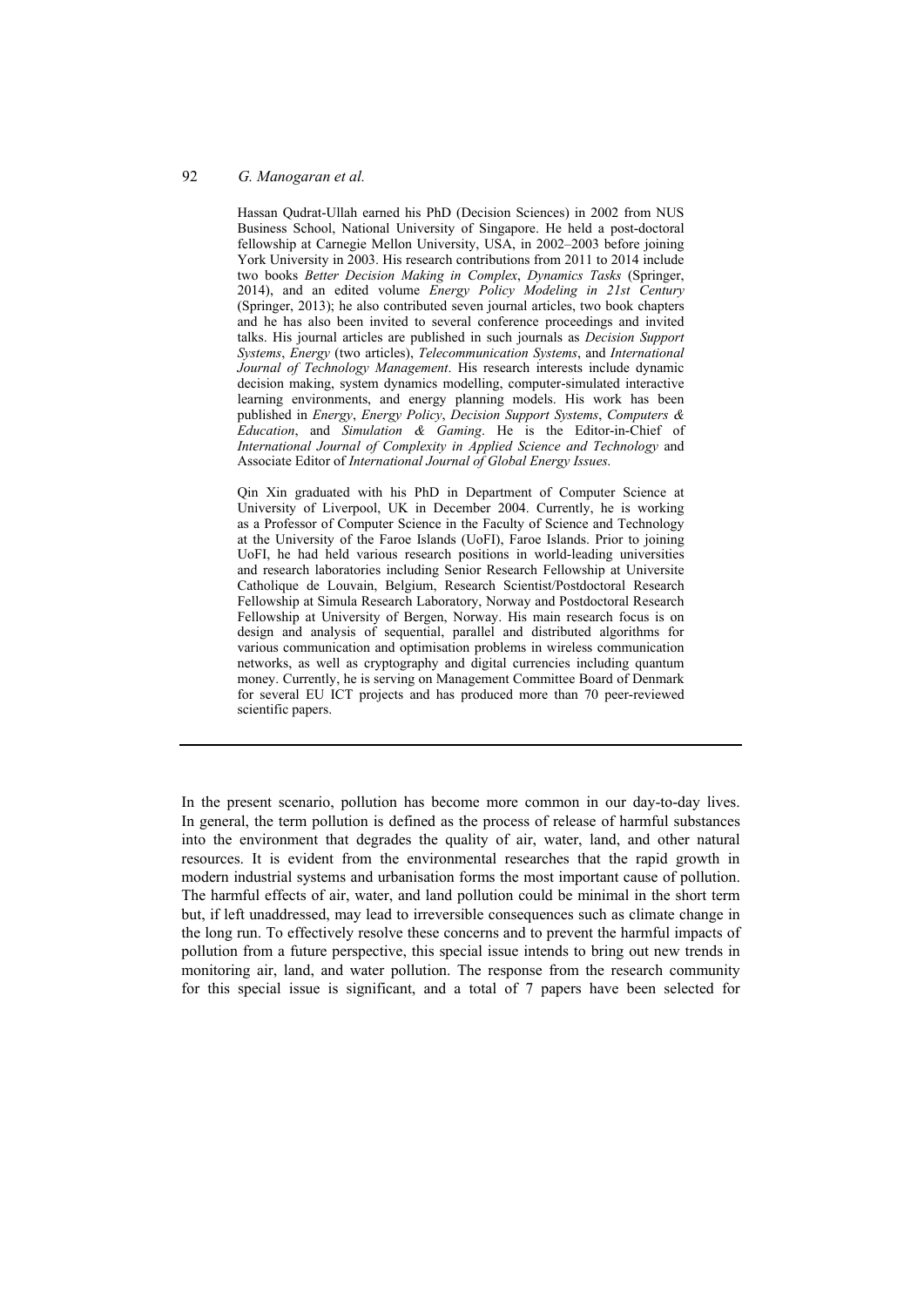Hassan Qudrat-Ullah earned his PhD (Decision Sciences) in 2002 from NUS Business School, National University of Singapore. He held a post-doctoral fellowship at Carnegie Mellon University, USA, in 2002–2003 before joining York University in 2003. His research contributions from 2011 to 2014 include two books *Better Decision Making in Complex*, *Dynamics Tasks* (Springer, 2014), and an edited volume *Energy Policy Modeling in 21st Century* (Springer, 2013); he also contributed seven journal articles, two book chapters and he has also been invited to several conference proceedings and invited talks. His journal articles are published in such journals as *Decision Support Systems*, *Energy* (two articles), *Telecommunication Systems*, and *International Journal of Technology Management*. His research interests include dynamic decision making, system dynamics modelling, computer-simulated interactive learning environments, and energy planning models. His work has been published in *Energy*, *Energy Policy*, *Decision Support Systems*, *Computers & Education*, and *Simulation & Gaming*. He is the Editor-in-Chief of *International Journal of Complexity in Applied Science and Technology* and Associate Editor of *International Journal of Global Energy Issues*.

Qin Xin graduated with his PhD in Department of Computer Science at University of Liverpool, UK in December 2004. Currently, he is working as a Professor of Computer Science in the Faculty of Science and Technology at the University of the Faroe Islands (UoFI), Faroe Islands. Prior to joining UoFI, he had held various research positions in world-leading universities and research laboratories including Senior Research Fellowship at Universite Catholique de Louvain, Belgium, Research Scientist/Postdoctoral Research Fellowship at Simula Research Laboratory, Norway and Postdoctoral Research Fellowship at University of Bergen, Norway. His main research focus is on design and analysis of sequential, parallel and distributed algorithms for various communication and optimisation problems in wireless communication networks, as well as cryptography and digital currencies including quantum money. Currently, he is serving on Management Committee Board of Denmark for several EU ICT projects and has produced more than 70 peer-reviewed scientific papers.

---

In the present scenario, pollution has become more common in our day-to-day lives. In general, the term pollution is defined as the process of release of harmful substances into the environment that degrades the quality of air, water, land, and other natural resources. It is evident from the environmental researches that the rapid growth in modern industrial systems and urbanisation forms the most important cause of pollution. The harmful effects of air, water, and land pollution could be minimal in the short term but, if left unaddressed, may lead to irreversible consequences such as climate change in the long run. To effectively resolve these concerns and to prevent the harmful impacts of pollution from a future perspective, this special issue intends to bring out new trends in monitoring air, land, and water pollution. The response from the research community for this special issue is significant, and a total of 7 papers have been selected for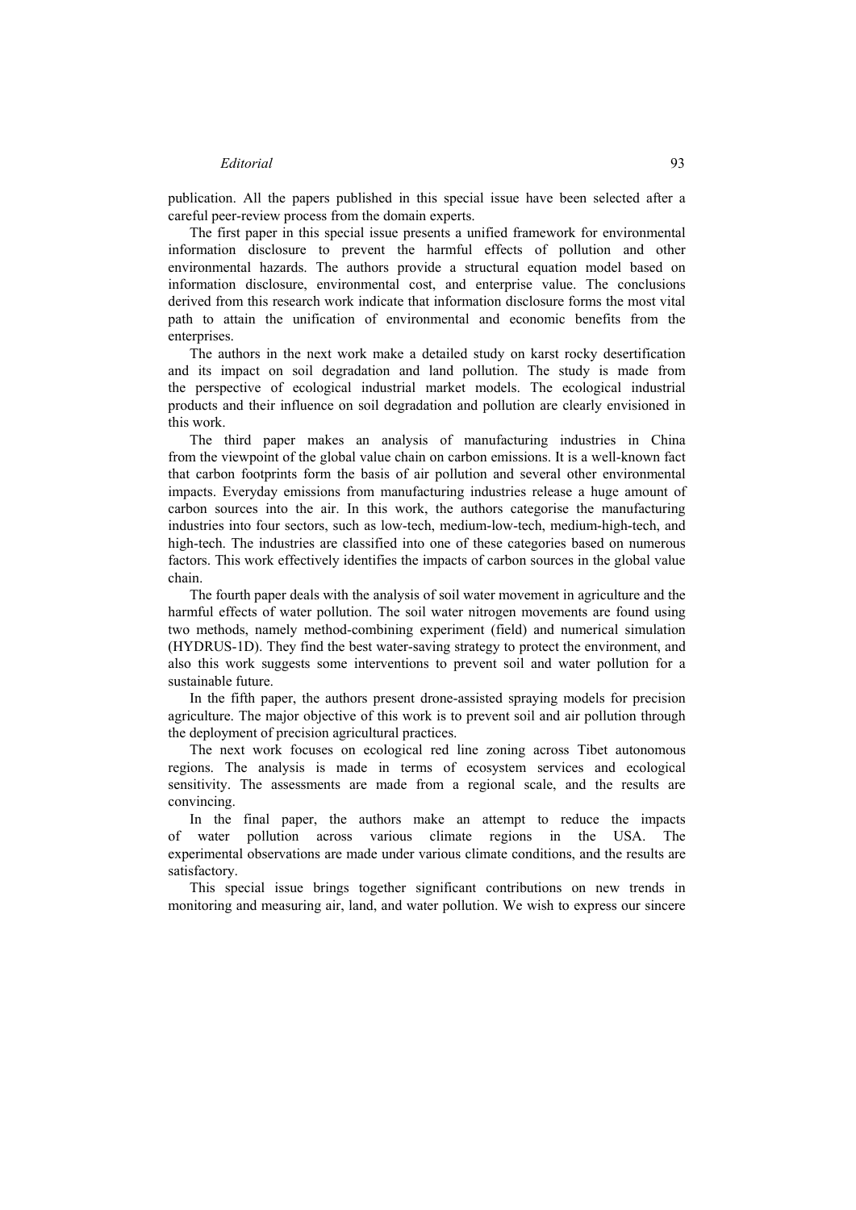publication. All the papers published in this special issue have been selected after a careful peer-review process from the domain experts.

The first paper in this special issue presents a unified framework for environmental information disclosure to prevent the harmful effects of pollution and other environmental hazards. The authors provide a structural equation model based on information disclosure, environmental cost, and enterprise value. The conclusions derived from this research work indicate that information disclosure forms the most vital path to attain the unification of environmental and economic benefits from the enterprises.

The authors in the next work make a detailed study on karst rocky desertification and its impact on soil degradation and land pollution. The study is made from the perspective of ecological industrial market models. The ecological industrial products and their influence on soil degradation and pollution are clearly envisioned in this work.

The third paper makes an analysis of manufacturing industries in China from the viewpoint of the global value chain on carbon emissions. It is a well-known fact that carbon footprints form the basis of air pollution and several other environmental impacts. Everyday emissions from manufacturing industries release a huge amount of carbon sources into the air. In this work, the authors categorise the manufacturing industries into four sectors, such as low-tech, medium-low-tech, medium-high-tech, and high-tech. The industries are classified into one of these categories based on numerous factors. This work effectively identifies the impacts of carbon sources in the global value chain.

The fourth paper deals with the analysis of soil water movement in agriculture and the harmful effects of water pollution. The soil water nitrogen movements are found using two methods, namely method-combining experiment (field) and numerical simulation (HYDRUS-1D). They find the best water-saving strategy to protect the environment, and also this work suggests some interventions to prevent soil and water pollution for a sustainable future.

In the fifth paper, the authors present drone-assisted spraying models for precision agriculture. The major objective of this work is to prevent soil and air pollution through the deployment of precision agricultural practices.

The next work focuses on ecological red line zoning across Tibet autonomous regions. The analysis is made in terms of ecosystem services and ecological sensitivity. The assessments are made from a regional scale, and the results are convincing.

In the final paper, the authors make an attempt to reduce the impacts of water pollution across various climate regions in the USA. The experimental observations are made under various climate conditions, and the results are satisfactory.

This special issue brings together significant contributions on new trends in monitoring and measuring air, land, and water pollution. We wish to express our sincere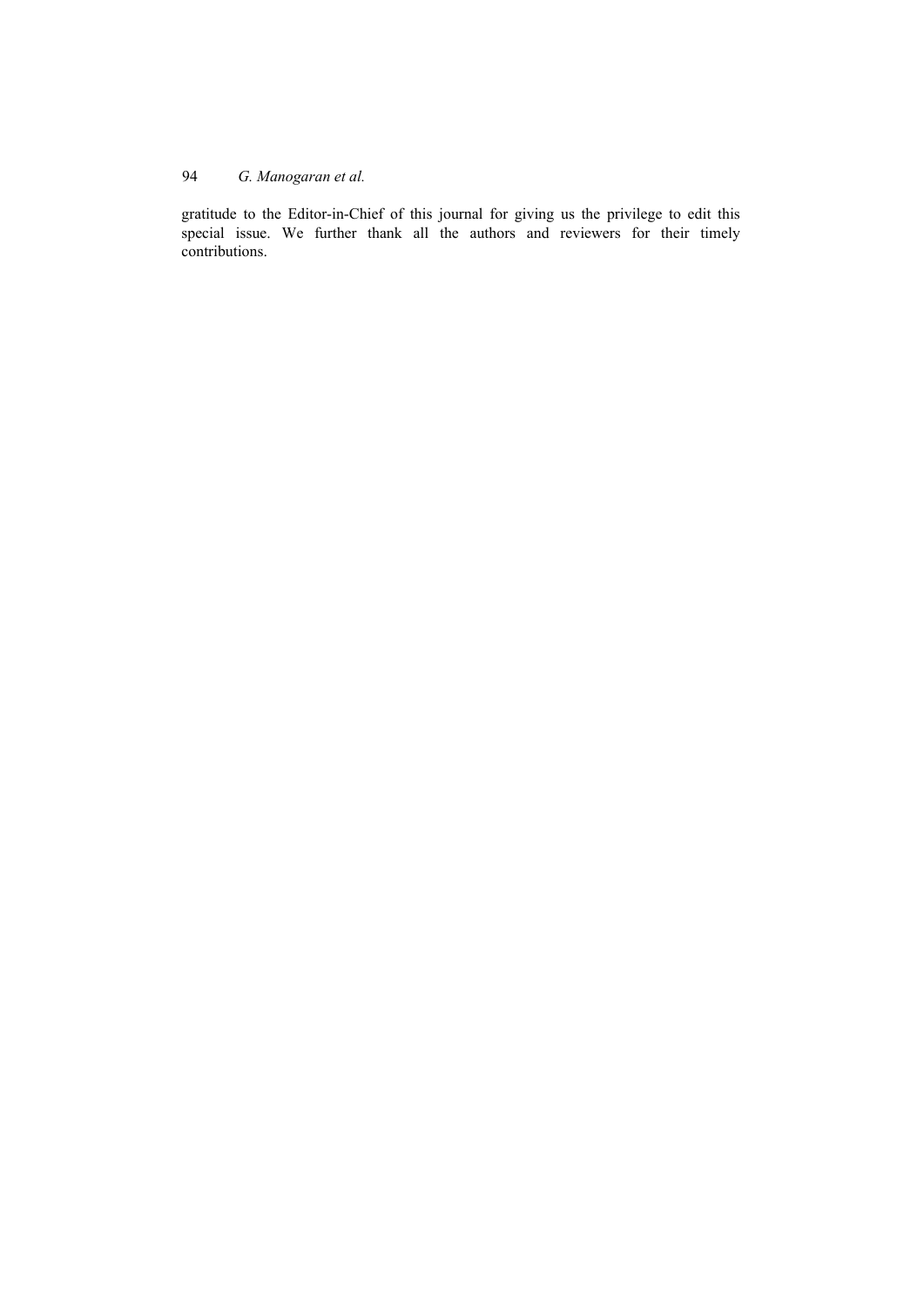gratitude to the Editor-in-Chief of this journal for giving us the privilege to edit this special issue. We further thank all the authors and reviewers for their timely contributions.